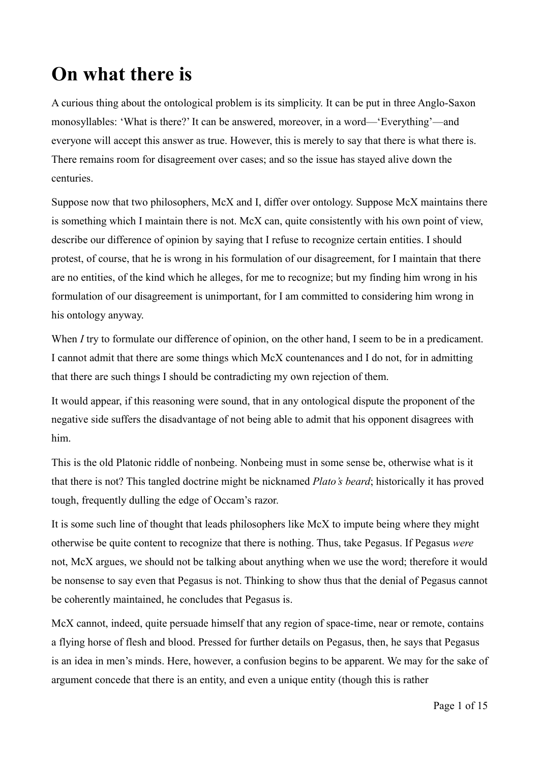# On what there is

A curious thing about the ontological problem is its simplicity. It can be put in three Anglo-Saxon monosyllables: 'What is there?' It can be answered, moreover, in a word—'Everything'—and everyone will accept this answer as true. However, this is merely to say that there is what there is. There remains room for disagreement over cases; and so the issue has stayed alive down the centuries.

Suppose now that two philosophers, McX and I, differ over ontology. Suppose McX maintains there is something which I maintain there is not. McX can, quite consistently with his own point of view, describe our difference of opinion by saying that I refuse to recognize certain entities. I should protest, of course, that he is wrong in his formulation of our disagreement, for I maintain that there are no entities, of the kind which he alleges, for me to recognize; but my finding him wrong in his formulation of our disagreement is unimportant, for I am committed to considering him wrong in his ontology anyway.

When *I* try to formulate our difference of opinion, on the other hand, I seem to be in a predicament. I cannot admit that there are some things which McX countenances and I do not, for in admitting that there are such things I should be contradicting my own rejection of them.

It would appear, if this reasoning were sound, that in any ontological dispute the proponent of the negative side suffers the disadvantage of not being able to admit that his opponent disagrees with him.

This is the old Platonic riddle of nonbeing. Nonbeing must in some sense be, otherwise what is it that there is not? This tangled doctrine might be nicknamed *Plato's beard*; historically it has proved tough, frequently dulling the edge of Occam's razor.

It is some such line of thought that leads philosophers like McX to impute being where they might otherwise be quite content to recognize that there is nothing. Thus, take Pegasus. If Pegasus *were* not, McX argues, we should not be talking about anything when we use the word; therefore it would be nonsense to say even that Pegasus is not. Thinking to show thus that the denial of Pegasus cannot be coherently maintained, he concludes that Pegasus is.

McX cannot, indeed, quite persuade himself that any region of space-time, near or remote, contains a flying horse of flesh and blood. Pressed for further details on Pegasus, then, he says that Pegasus is an idea in men's minds. Here, however, a confusion begins to be apparent. We may for the sake of argument concede that there is an entity, and even a unique entity (though this is rather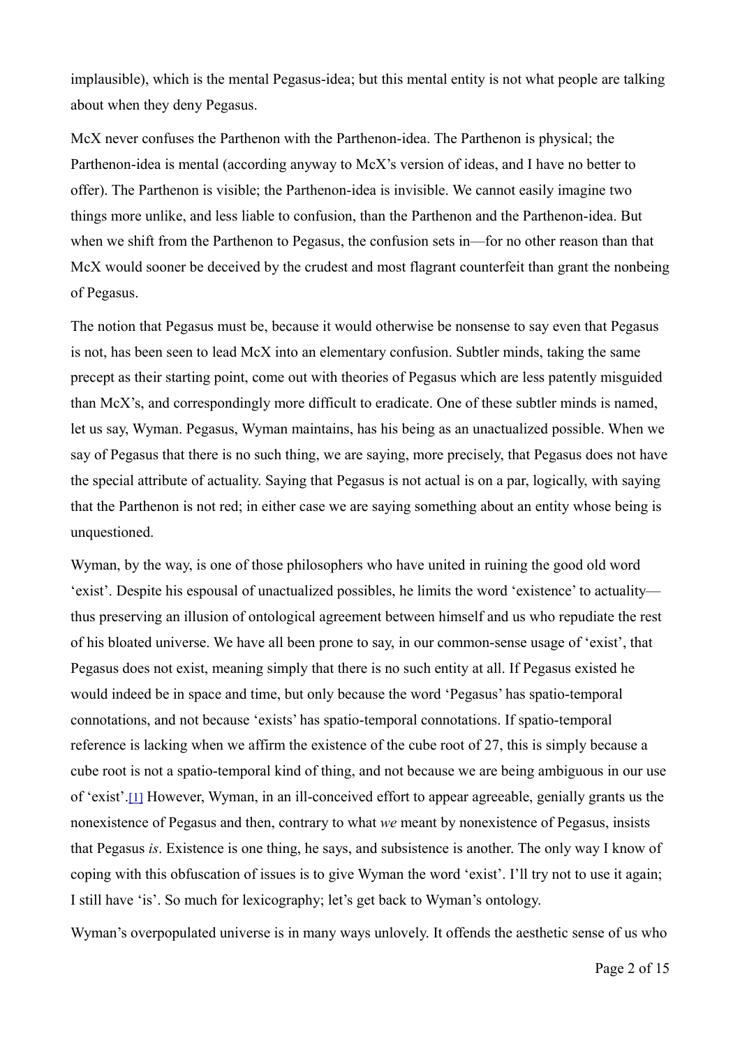implausible), which is the mental Pegasus-idea; but this mental entity is not what people are talking about when they deny Pegasus.

McX never confuses the Parthenon with the Parthenon-idea. The Parthenon is physical; the Parthenon-idea is mental (according anyway to McX's version of ideas, and I have no better to offer). The Parthenon is visible; the Parthenon-idea is invisible. We cannot easily imagine two things more unlike, and less liable to confusion, than the Parthenon and the Parthenon-idea. But when we shift from the Parthenon to Pegasus, the confusion sets in—for no other reason than that McX would sooner be deceived by the crudest and most flagrant counterfeit than grant the nonbeing of Pegasus.

The notion that Pegasus must be, because it would otherwise be nonsense to say even that Pegasus is not, has been seen to lead McX into an elementary confusion. Subtler minds, taking the same precept as their starting point, come out with theories of Pegasus which are less patently misguided than McX's, and correspondingly more difficult to eradicate. One of these subtler minds is named, let us say, Wyman. Pegasus, Wyman maintains, has his being as an unactualized possible. When we say of Pegasus that there is no such thing, we are saying, more precisely, that Pegasus does not have the special attribute of actuality. Saying that Pegasus is not actual is on a par, logically, with saying that the Parthenon is not red; in either case we are saying something about an entity whose being is unquestioned.

Wyman, by the way, is one of those philosophers who have united in ruining the good old word 'exist'. Despite his espousal of unactualized possibles, he limits the word 'existence' to actuality—thus preserving an illusion of ontological agreement between himself and us who repudiate the rest of his bloated universe. We have all been prone to say, in our common-sense usage of 'exist', that Pegasus does not exist, meaning simply that there is no such entity at all. If Pegasus existed he would indeed be in space and time, but only because the word 'Pegasus' has spatio-temporal connotations, and not because 'exists' has spatio-temporal connotations. If spatio-temporal reference is lacking when we affirm the existence of the cube root of 27, this is simply because a cube root is not a spatio-temporal kind of thing, and not because we are being ambiguous in our use of 'exist'.[1] However, Wyman, in an ill-conceived effort to appear agreeable, genially grants us the nonexistence of Pegasus and then, contrary to what *we* meant by nonexistence of Pegasus, insists that Pegasus *is*. Existence is one thing, he says, and subsistence is another. The only way I know of coping with this obfuscation of issues is to give Wyman the word 'exist'. I'll try not to use it again; I still have 'is'. So much for lexicography; let's get back to Wyman's ontology.

Wyman's overpopulated universe is in many ways unlovely. It offends the aesthetic sense of us who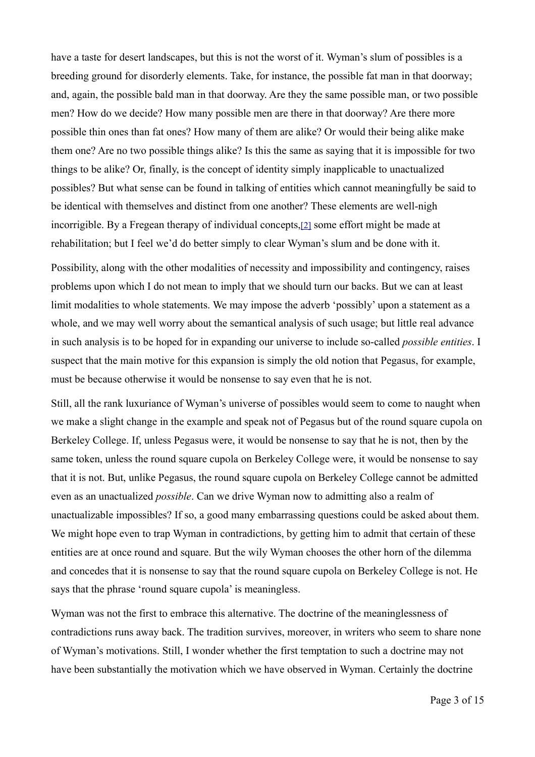have a taste for desert landscapes, but this is not the worst of it. Wyman's slum of possibles is a breeding ground for disorderly elements. Take, for instance, the possible fat man in that doorway; and, again, the possible bald man in that doorway. Are they the same possible man, or two possible men? How do we decide? How many possible men are there in that doorway? Are there more possible thin ones than fat ones? How many of them are alike? Or would their being alike make them one? Are no two possible things alike? Is this the same as saying that it is impossible for two things to be alike? Or, finally, is the concept of identity simply inapplicable to unactualized possibles? But what sense can be found in talking of entities which cannot meaningfully be said to be identical with themselves and distinct from one another? These elements are well-nigh incorrigible. By a Fregean therapy of individual concepts,[2] some effort might be made at rehabilitation; but I feel we'd do better simply to clear Wyman's slum and be done with it.

Possibility, along with the other modalities of necessity and impossibility and contingency, raises problems upon which I do not mean to imply that we should turn our backs. But we can at least limit modalities to whole statements. We may impose the adverb 'possibly' upon a statement as a whole, and we may well worry about the semantical analysis of such usage; but little real advance in such analysis is to be hoped for in expanding our universe to include so-called *possible entities*. I suspect that the main motive for this expansion is simply the old notion that Pegasus, for example, must be because otherwise it would be nonsense to say even that he is not.

Still, all the rank luxuriance of Wyman's universe of possibles would seem to come to naught when we make a slight change in the example and speak not of Pegasus but of the round square cupola on Berkeley College. If, unless Pegasus were, it would be nonsense to say that he is not, then by the same token, unless the round square cupola on Berkeley College were, it would be nonsense to say that it is not. But, unlike Pegasus, the round square cupola on Berkeley College cannot be admitted even as an unactualized *possible*. Can we drive Wyman now to admitting also a realm of unactualizable impossibles? If so, a good many embarrassing questions could be asked about them. We might hope even to trap Wyman in contradictions, by getting him to admit that certain of these entities are at once round and square. But the wily Wyman chooses the other horn of the dilemma and concedes that it is nonsense to say that the round square cupola on Berkeley College is not. He says that the phrase 'round square cupola' is meaningless.

Wyman was not the first to embrace this alternative. The doctrine of the meaninglessness of contradictions runs away back. The tradition survives, moreover, in writers who seem to share none of Wyman's motivations. Still, I wonder whether the first temptation to such a doctrine may not have been substantially the motivation which we have observed in Wyman. Certainly the doctrine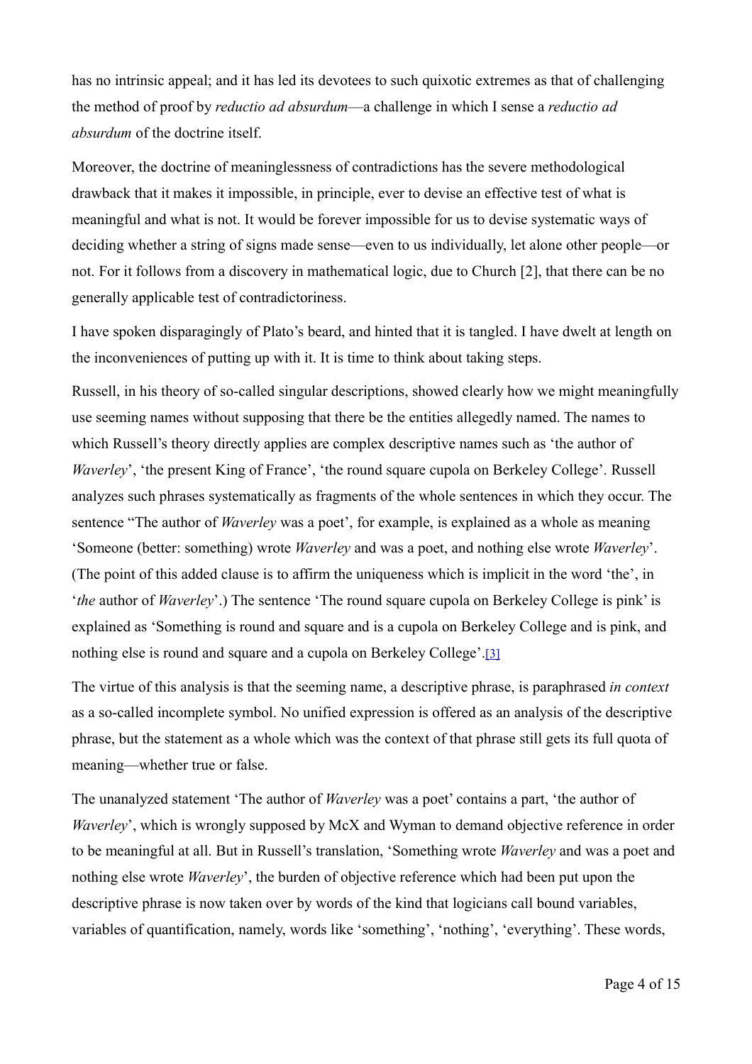has no intrinsic appeal; and it has led its devotees to such quixotic extremes as that of challenging the method of proof by *reductio ad absurdum*—a challenge in which I sense a *reductio ad absurdum* of the doctrine itself.

Moreover, the doctrine of meaninglessness of contradictions has the severe methodological drawback that it makes it impossible, in principle, ever to devise an effective test of what is meaningful and what is not. It would be forever impossible for us to devise systematic ways of deciding whether a string of signs made sense—even to us individually, let alone other people—or not. For it follows from a discovery in mathematical logic, due to Church [2], that there can be no generally applicable test of contradictoriness.

I have spoken disparagingly of Plato's beard, and hinted that it is tangled. I have dwelt at length on the inconveniences of putting up with it. It is time to think about taking steps.

Russell, in his theory of so-called singular descriptions, showed clearly how we might meaningfully use seeming names without supposing that there be the entities allegedly named. The names to which Russell's theory directly applies are complex descriptive names such as 'the author of *Waverley*', 'the present King of France', 'the round square cupola on Berkeley College'. Russell analyzes such phrases systematically as fragments of the whole sentences in which they occur. The sentence "The author of *Waverley* was a poet', for example, is explained as a whole as meaning 'Someone (better: something) wrote *Waverley* and was a poet, and nothing else wrote *Waverley*'. (The point of this added clause is to affirm the uniqueness which is implicit in the word 'the', in '*the* author of *Waverley*'.) The sentence 'The round square cupola on Berkeley College is pink' is explained as 'Something is round and square and is a cupola on Berkeley College and is pink, and nothing else is round and square and a cupola on Berkeley College'.[3]

The virtue of this analysis is that the seeming name, a descriptive phrase, is paraphrased *in context* as a so-called incomplete symbol. No unified expression is offered as an analysis of the descriptive phrase, but the statement as a whole which was the context of that phrase still gets its full quota of meaning—whether true or false.

The unanalyzed statement 'The author of *Waverley* was a poet' contains a part, 'the author of *Waverley*', which is wrongly supposed by McX and Wyman to demand objective reference in order to be meaningful at all. But in Russell's translation, 'Something wrote *Waverley* and was a poet and nothing else wrote *Waverley*', the burden of objective reference which had been put upon the descriptive phrase is now taken over by words of the kind that logicians call bound variables, variables of quantification, namely, words like 'something', 'nothing', 'everything'. These words,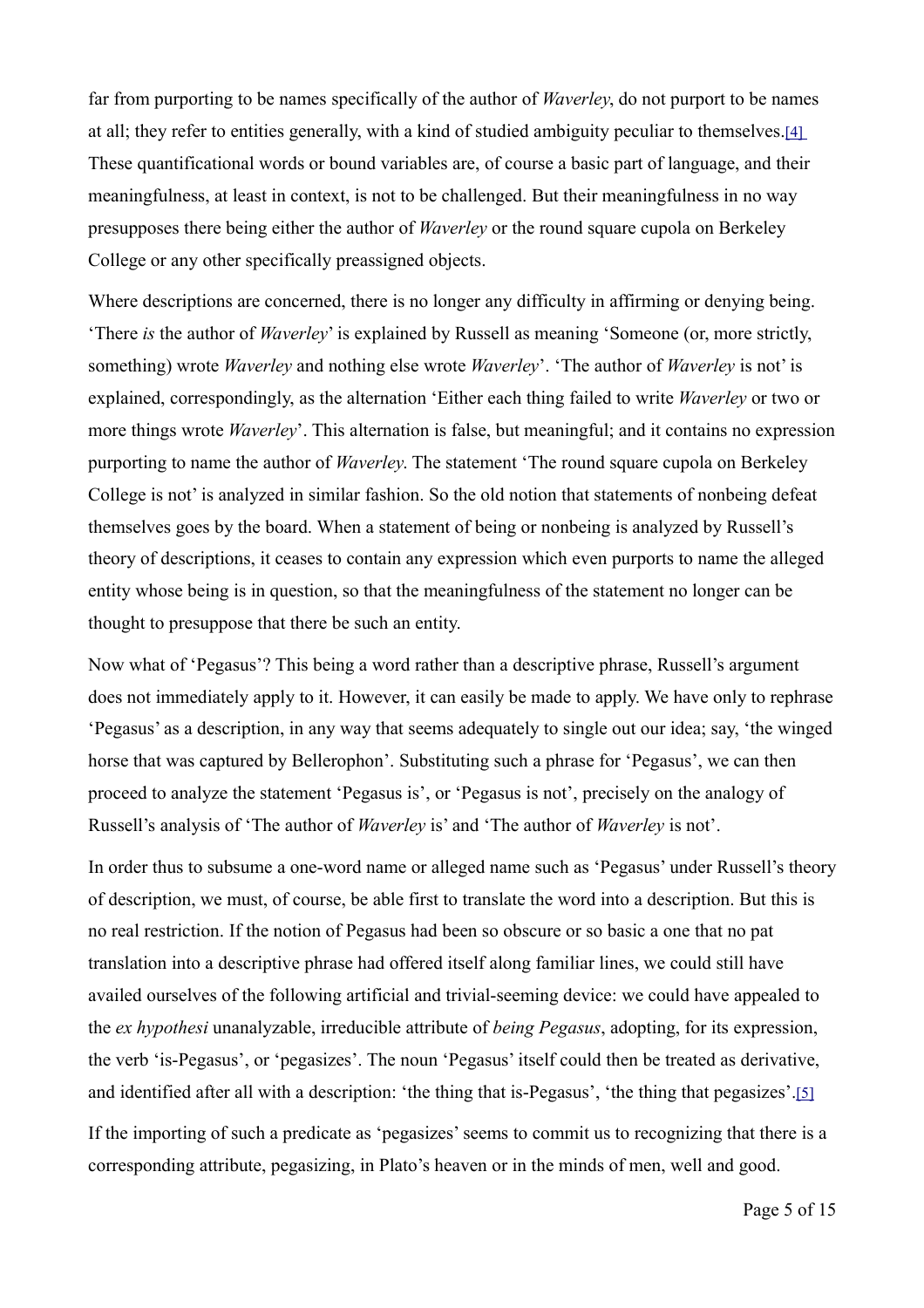far from purporting to be names specifically of the author of *Waverley*, do not purport to be names at all; they refer to entities generally, with a kind of studied ambiguity peculiar to themselves.[4] These quantificational words or bound variables are, of course a basic part of language, and their meaningfulness, at least in context, is not to be challenged. But their meaningfulness in no way presupposes there being either the author of *Waverley* or the round square cupola on Berkeley College or any other specifically preassigned objects.

Where descriptions are concerned, there is no longer any difficulty in affirming or denying being. 'There *is* the author of *Waverley*' is explained by Russell as meaning 'Someone (or, more strictly, something) wrote *Waverley* and nothing else wrote *Waverley*'. 'The author of *Waverley* is not' is explained, correspondingly, as the alternation 'Either each thing failed to write *Waverley* or two or more things wrote *Waverley*'. This alternation is false, but meaningful; and it contains no expression purporting to name the author of *Waverley*. The statement 'The round square cupola on Berkeley College is not' is analyzed in similar fashion. So the old notion that statements of nonbeing defeat themselves goes by the board. When a statement of being or nonbeing is analyzed by Russell's theory of descriptions, it ceases to contain any expression which even purports to name the alleged entity whose being is in question, so that the meaningfulness of the statement no longer can be thought to presuppose that there be such an entity.

Now what of 'Pegasus'? This being a word rather than a descriptive phrase, Russell's argument does not immediately apply to it. However, it can easily be made to apply. We have only to rephrase 'Pegasus' as a description, in any way that seems adequately to single out our idea; say, 'the winged horse that was captured by Bellerophon'. Substituting such a phrase for 'Pegasus', we can then proceed to analyze the statement 'Pegasus is', or 'Pegasus is not', precisely on the analogy of Russell's analysis of 'The author of *Waverley* is' and 'The author of *Waverley* is not'.

In order thus to subsume a one-word name or alleged name such as 'Pegasus' under Russell's theory of description, we must, of course, be able first to translate the word into a description. But this is no real restriction. If the notion of Pegasus had been so obscure or so basic a one that no pat translation into a descriptive phrase had offered itself along familiar lines, we could still have availed ourselves of the following artificial and trivial-seeming device: we could have appealed to the *ex hypothesi* unanalyzable, irreducible attribute of *being Pegasus*, adopting, for its expression, the verb 'is-Pegasus', or 'pegasizes'. The noun 'Pegasus' itself could then be treated as derivative, and identified after all with a description: 'the thing that is-Pegasus', 'the thing that pegasizes'.[5]

If the importing of such a predicate as 'pegasizes' seems to commit us to recognizing that there is a corresponding attribute, pegasizing, in Plato's heaven or in the minds of men, well and good.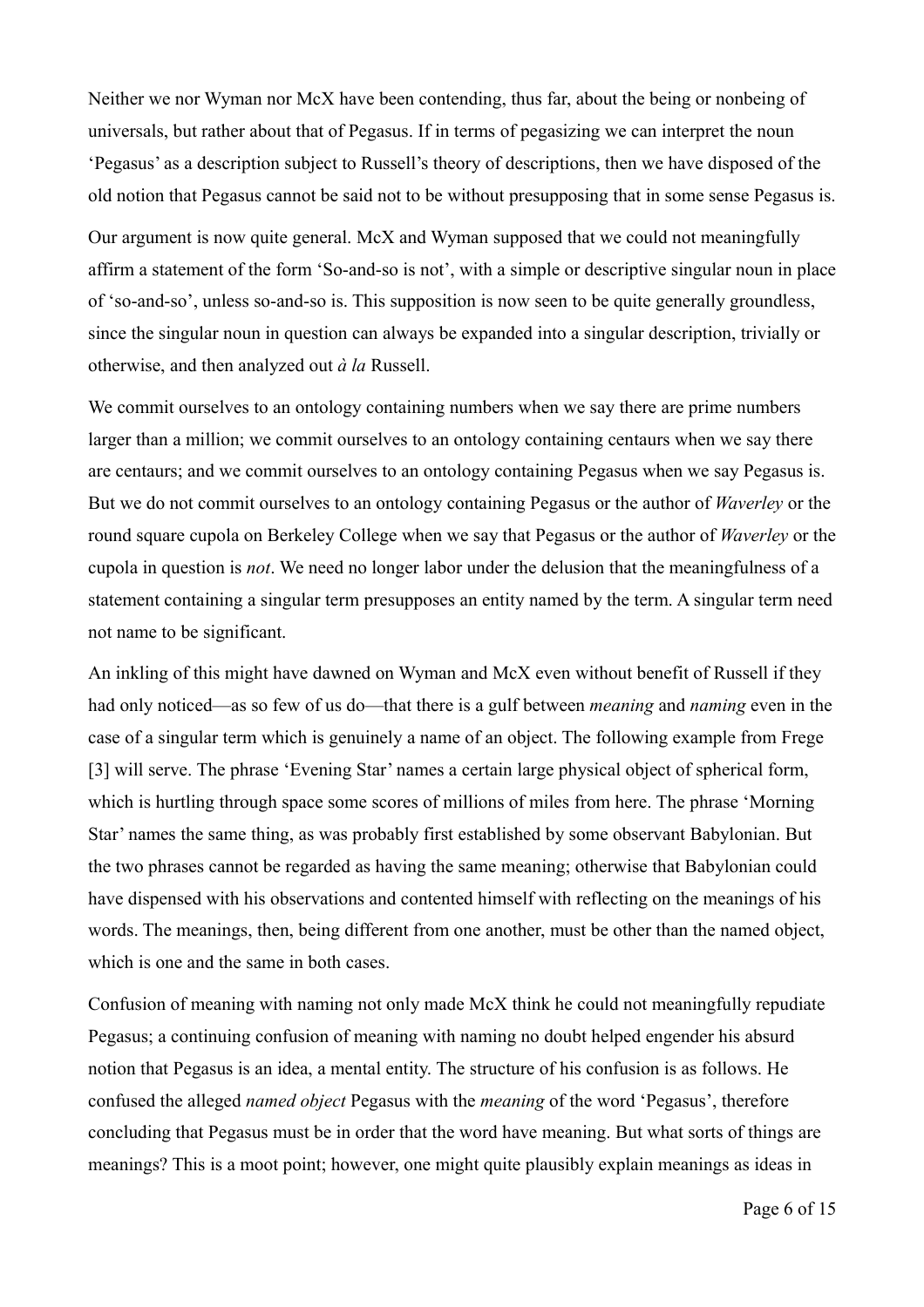Neither we nor Wyman nor McX have been contending, thus far, about the being or nonbeing of universals, but rather about that of Pegasus. If in terms of pegasizing we can interpret the noun 'Pegasus' as a description subject to Russell's theory of descriptions, then we have disposed of the old notion that Pegasus cannot be said not to be without presupposing that in some sense Pegasus is.

Our argument is now quite general. McX and Wyman supposed that we could not meaningfully affirm a statement of the form 'So-and-so is not', with a simple or descriptive singular noun in place of 'so-and-so', unless so-and-so is. This supposition is now seen to be quite generally groundless, since the singular noun in question can always be expanded into a singular description, trivially or otherwise, and then analyzed out *à la* Russell.

We commit ourselves to an ontology containing numbers when we say there are prime numbers larger than a million; we commit ourselves to an ontology containing centaurs when we say there are centaurs; and we commit ourselves to an ontology containing Pegasus when we say Pegasus is. But we do not commit ourselves to an ontology containing Pegasus or the author of *Waverley* or the round square cupola on Berkeley College when we say that Pegasus or the author of *Waverley* or the cupola in question is *not*. We need no longer labor under the delusion that the meaningfulness of a statement containing a singular term presupposes an entity named by the term. A singular term need not name to be significant.

An inkling of this might have dawned on Wyman and McX even without benefit of Russell if they had only noticed—as so few of us do—that there is a gulf between *meaning* and *naming* even in the case of a singular term which is genuinely a name of an object. The following example from Frege [3] will serve. The phrase 'Evening Star' names a certain large physical object of spherical form, which is hurtling through space some scores of millions of miles from here. The phrase 'Morning Star' names the same thing, as was probably first established by some observant Babylonian. But the two phrases cannot be regarded as having the same meaning; otherwise that Babylonian could have dispensed with his observations and contented himself with reflecting on the meanings of his words. The meanings, then, being different from one another, must be other than the named object, which is one and the same in both cases.

Confusion of meaning with naming not only made McX think he could not meaningfully repudiate Pegasus; a continuing confusion of meaning with naming no doubt helped engender his absurd notion that Pegasus is an idea, a mental entity. The structure of his confusion is as follows. He confused the alleged *named object* Pegasus with the *meaning* of the word 'Pegasus', therefore concluding that Pegasus must be in order that the word have meaning. But what sorts of things are meanings? This is a moot point; however, one might quite plausibly explain meanings as ideas in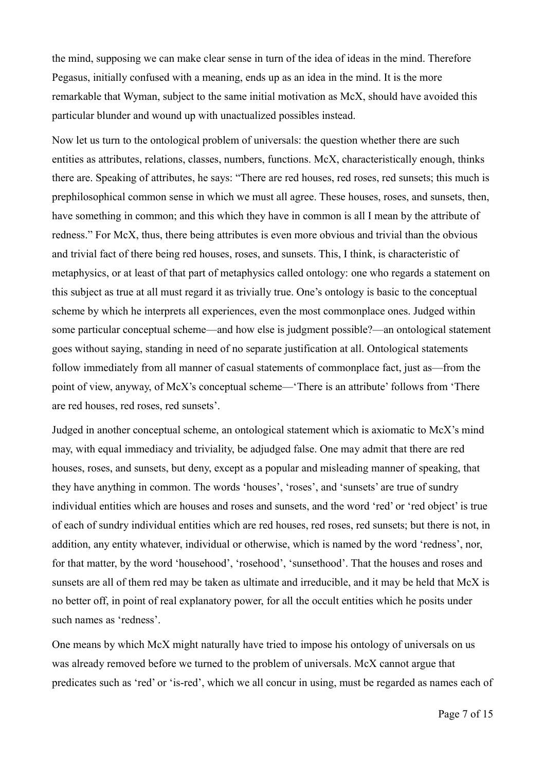the mind, supposing we can make clear sense in turn of the idea of ideas in the mind. Therefore Pegasus, initially confused with a meaning, ends up as an idea in the mind. It is the more remarkable that Wyman, subject to the same initial motivation as McX, should have avoided this particular blunder and wound up with unactualized possibles instead.

Now let us turn to the ontological problem of universals: the question whether there are such entities as attributes, relations, classes, numbers, functions. McX, characteristically enough, thinks there are. Speaking of attributes, he says: "There are red houses, red roses, red sunsets; this much is prephilosophical common sense in which we must all agree. These houses, roses, and sunsets, then, have something in common; and this which they have in common is all I mean by the attribute of redness." For McX, thus, there being attributes is even more obvious and trivial than the obvious and trivial fact of there being red houses, roses, and sunsets. This, I think, is characteristic of metaphysics, or at least of that part of metaphysics called ontology: one who regards a statement on this subject as true at all must regard it as trivially true. One's ontology is basic to the conceptual scheme by which he interprets all experiences, even the most commonplace ones. Judged within some particular conceptual scheme—and how else is judgment possible?—an ontological statement goes without saying, standing in need of no separate justification at all. Ontological statements follow immediately from all manner of casual statements of commonplace fact, just as—from the point of view, anyway, of McX's conceptual scheme—'There is an attribute' follows from 'There are red houses, red roses, red sunsets'.

Judged in another conceptual scheme, an ontological statement which is axiomatic to McX's mind may, with equal immediacy and triviality, be adjudged false. One may admit that there are red houses, roses, and sunsets, but deny, except as a popular and misleading manner of speaking, that they have anything in common. The words 'houses', 'roses', and 'sunsets' are true of sundry individual entities which are houses and roses and sunsets, and the word 'red' or 'red object' is true of each of sundry individual entities which are red houses, red roses, red sunsets; but there is not, in addition, any entity whatever, individual or otherwise, which is named by the word 'redness', nor, for that matter, by the word 'househood', 'rosehood', 'sunsethood'. That the houses and roses and sunsets are all of them red may be taken as ultimate and irreducible, and it may be held that McX is no better off, in point of real explanatory power, for all the occult entities which he posits under such names as 'redness'.

One means by which McX might naturally have tried to impose his ontology of universals on us was already removed before we turned to the problem of universals. McX cannot argue that predicates such as 'red' or 'is-red', which we all concur in using, must be regarded as names each of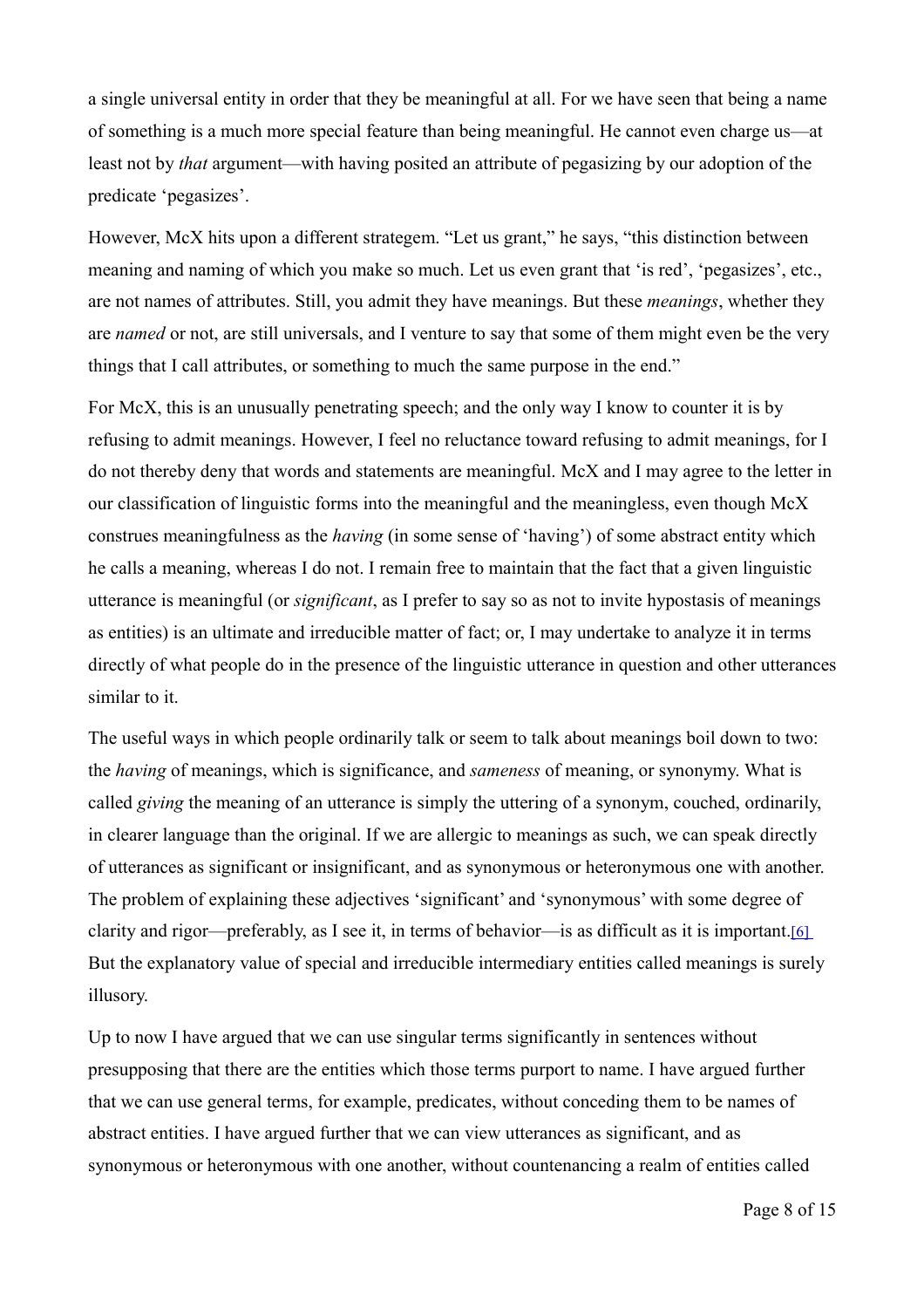a single universal entity in order that they be meaningful at all. For we have seen that being a name of something is a much more special feature than being meaningful. He cannot even charge us—at least not by *that* argument—with having posited an attribute of pegasizing by our adoption of the predicate 'pegasizes'.

However, McX hits upon a different strategem. "Let us grant," he says, "this distinction between meaning and naming of which you make so much. Let us even grant that 'is red', 'pegasizes', etc., are not names of attributes. Still, you admit they have meanings. But these *meanings*, whether they are *named* or not, are still universals, and I venture to say that some of them might even be the very things that I call attributes, or something to much the same purpose in the end."

For McX, this is an unusually penetrating speech; and the only way I know to counter it is by refusing to admit meanings. However, I feel no reluctance toward refusing to admit meanings, for I do not thereby deny that words and statements are meaningful. McX and I may agree to the letter in our classification of linguistic forms into the meaningful and the meaningless, even though McX construes meaningfulness as the *having* (in some sense of 'having') of some abstract entity which he calls a meaning, whereas I do not. I remain free to maintain that the fact that a given linguistic utterance is meaningful (or *significant*, as I prefer to say so as not to invite hypostasis of meanings as entities) is an ultimate and irreducible matter of fact; or, I may undertake to analyze it in terms directly of what people do in the presence of the linguistic utterance in question and other utterances similar to it.

The useful ways in which people ordinarily talk or seem to talk about meanings boil down to two: the *having* of meanings, which is significance, and *sameness* of meaning, or synonymy. What is called *giving* the meaning of an utterance is simply the uttering of a synonym, couched, ordinarily, in clearer language than the original. If we are allergic to meanings as such, we can speak directly of utterances as significant or insignificant, and as synonymous or heteronymous one with another. The problem of explaining these adjectives 'significant' and 'synonymous' with some degree of clarity and rigor—preferably, as I see it, in terms of behavior—is as difficult as it is important.[6] But the explanatory value of special and irreducible intermediary entities called meanings is surely illusory.

Up to now I have argued that we can use singular terms significantly in sentences without presupposing that there are the entities which those terms purport to name. I have argued further that we can use general terms, for example, predicates, without conceding them to be names of abstract entities. I have argued further that we can view utterances as significant, and as synonymous or heteronymous with one another, without countenancing a realm of entities called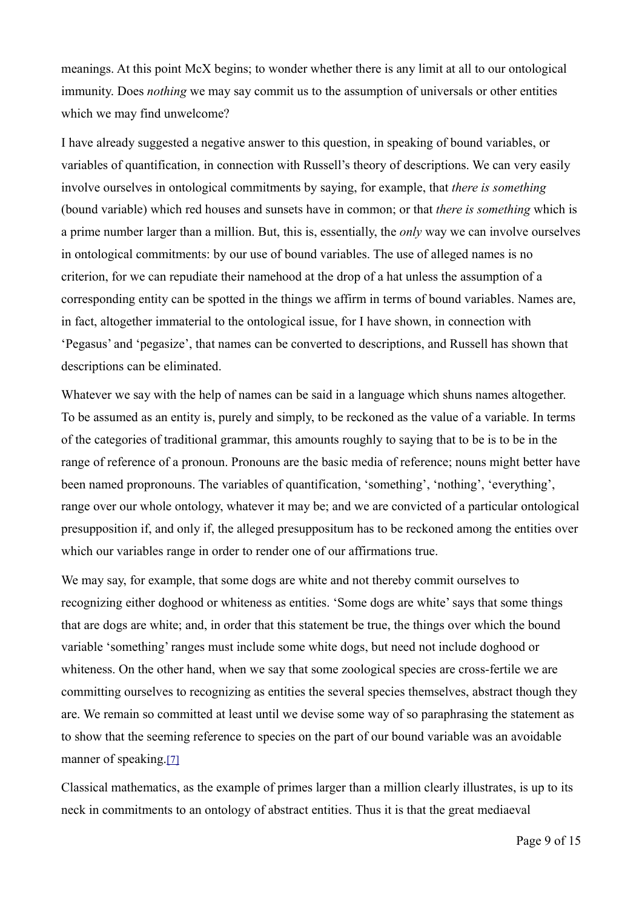meanings. At this point McX begins; to wonder whether there is any limit at all to our ontological immunity. Does *nothing* we may say commit us to the assumption of universals or other entities which we may find unwelcome?

I have already suggested a negative answer to this question, in speaking of bound variables, or variables of quantification, in connection with Russell's theory of descriptions. We can very easily involve ourselves in ontological commitments by saying, for example, that *there is something* (bound variable) which red houses and sunsets have in common; or that *there is something* which is a prime number larger than a million. But, this is, essentially, the *only* way we can involve ourselves in ontological commitments: by our use of bound variables. The use of alleged names is no criterion, for we can repudiate their namehood at the drop of a hat unless the assumption of a corresponding entity can be spotted in the things we affirm in terms of bound variables. Names are, in fact, altogether immaterial to the ontological issue, for I have shown, in connection with 'Pegasus' and 'pegasize', that names can be converted to descriptions, and Russell has shown that descriptions can be eliminated.

Whatever we say with the help of names can be said in a language which shuns names altogether. To be assumed as an entity is, purely and simply, to be reckoned as the value of a variable. In terms of the categories of traditional grammar, this amounts roughly to saying that to be is to be in the range of reference of a pronoun. Pronouns are the basic media of reference; nouns might better have been named propronouns. The variables of quantification, 'something', 'nothing', 'everything', range over our whole ontology, whatever it may be; and we are convicted of a particular ontological presupposition if, and only if, the alleged presuppositum has to be reckoned among the entities over which our variables range in order to render one of our affirmations true.

We may say, for example, that some dogs are white and not thereby commit ourselves to recognizing either doghood or whiteness as entities. 'Some dogs are white' says that some things that are dogs are white; and, in order that this statement be true, the things over which the bound variable 'something' ranges must include some white dogs, but need not include doghood or whiteness. On the other hand, when we say that some zoological species are cross-fertile we are committing ourselves to recognizing as entities the several species themselves, abstract though they are. We remain so committed at least until we devise some way of so paraphrasing the statement as to show that the seeming reference to species on the part of our bound variable was an avoidable manner of speaking.[7]

Classical mathematics, as the example of primes larger than a million clearly illustrates, is up to its neck in commitments to an ontology of abstract entities. Thus it is that the great mediaeval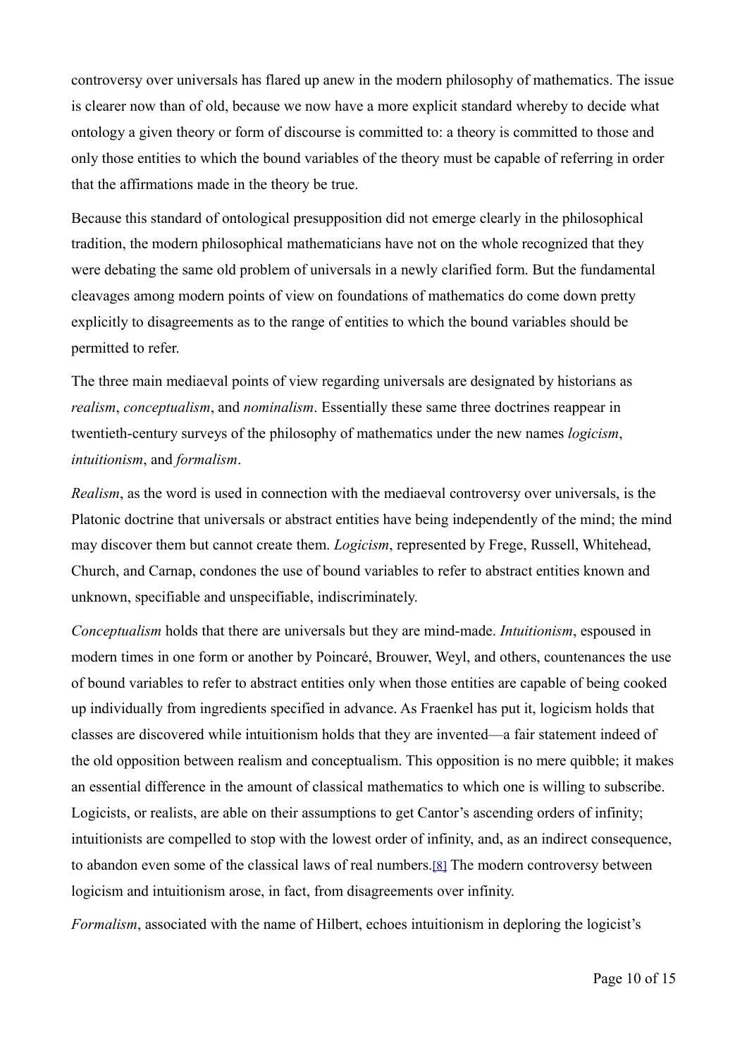controversy over universals has flared up anew in the modern philosophy of mathematics. The issue is clearer now than of old, because we now have a more explicit standard whereby to decide what ontology a given theory or form of discourse is committed to: a theory is committed to those and only those entities to which the bound variables of the theory must be capable of referring in order that the affirmations made in the theory be true.

Because this standard of ontological presupposition did not emerge clearly in the philosophical tradition, the modern philosophical mathematicians have not on the whole recognized that they were debating the same old problem of universals in a newly clarified form. But the fundamental cleavages among modern points of view on foundations of mathematics do come down pretty explicitly to disagreements as to the range of entities to which the bound variables should be permitted to refer.

The three main mediaeval points of view regarding universals are designated by historians as *realism*, *conceptualism*, and *nominalism*. Essentially these same three doctrines reappear in twentieth-century surveys of the philosophy of mathematics under the new names *logicism*, *intuitionism*, and *formalism*.

*Realism*, as the word is used in connection with the mediaeval controversy over universals, is the Platonic doctrine that universals or abstract entities have being independently of the mind; the mind may discover them but cannot create them. *Logicism*, represented by Frege, Russell, Whitehead, Church, and Carnap, condones the use of bound variables to refer to abstract entities known and unknown, specifiable and unspecifiable, indiscriminately.

*Conceptualism* holds that there are universals but they are mind-made. *Intuitionism*, espoused in modern times in one form or another by Poincaré, Brouwer, Weyl, and others, countenances the use of bound variables to refer to abstract entities only when those entities are capable of being cooked up individually from ingredients specified in advance. As Fraenkel has put it, logicism holds that classes are discovered while intuitionism holds that they are invented—a fair statement indeed of the old opposition between realism and conceptualism. This opposition is no mere quibble; it makes an essential difference in the amount of classical mathematics to which one is willing to subscribe. Logicists, or realists, are able on their assumptions to get Cantor's ascending orders of infinity; intuitionists are compelled to stop with the lowest order of infinity, and, as an indirect consequence, to abandon even some of the classical laws of real numbers.[8] The modern controversy between logicism and intuitionism arose, in fact, from disagreements over infinity.

*Formalism*, associated with the name of Hilbert, echoes intuitionism in deploring the logicist's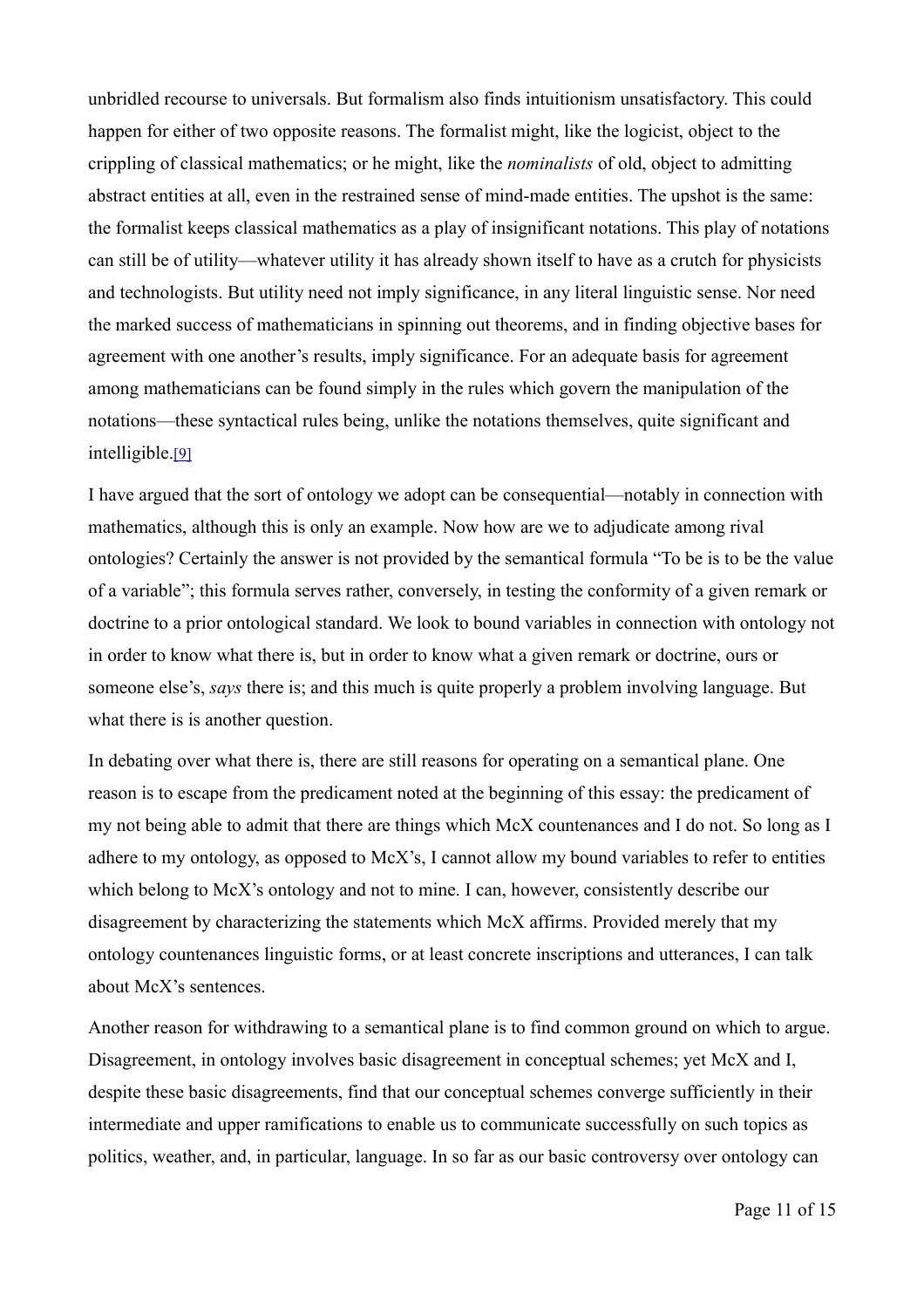unbridled recourse to universals. But formalism also finds intuitionism unsatisfactory. This could happen for either of two opposite reasons. The formalist might, like the logicist, object to the crippling of classical mathematics; or he might, like the *nominalists* of old, object to admitting abstract entities at all, even in the restrained sense of mind-made entities. The upshot is the same: the formalist keeps classical mathematics as a play of insignificant notations. This play of notations can still be of utility—whatever utility it has already shown itself to have as a crutch for physicists and technologists. But utility need not imply significance, in any literal linguistic sense. Nor need the marked success of mathematicians in spinning out theorems, and in finding objective bases for agreement with one another's results, imply significance. For an adequate basis for agreement among mathematicians can be found simply in the rules which govern the manipulation of the notations—these syntactical rules being, unlike the notations themselves, quite significant and intelligible.[9]

I have argued that the sort of ontology we adopt can be consequential—notably in connection with mathematics, although this is only an example. Now how are we to adjudicate among rival ontologies? Certainly the answer is not provided by the semantical formula "To be is to be the value of a variable"; this formula serves rather, conversely, in testing the conformity of a given remark or doctrine to a prior ontological standard. We look to bound variables in connection with ontology not in order to know what there is, but in order to know what a given remark or doctrine, ours or someone else's, *says* there is; and this much is quite properly a problem involving language. But what there is is another question.

In debating over what there is, there are still reasons for operating on a semantical plane. One reason is to escape from the predicament noted at the beginning of this essay: the predicament of my not being able to admit that there are things which McX countenances and I do not. So long as I adhere to my ontology, as opposed to McX's, I cannot allow my bound variables to refer to entities which belong to McX's ontology and not to mine. I can, however, consistently describe our disagreement by characterizing the statements which McX affirms. Provided merely that my ontology countenances linguistic forms, or at least concrete inscriptions and utterances, I can talk about McX's sentences.

Another reason for withdrawing to a semantical plane is to find common ground on which to argue. Disagreement, in ontology involves basic disagreement in conceptual schemes; yet McX and I, despite these basic disagreements, find that our conceptual schemes converge sufficiently in their intermediate and upper ramifications to enable us to communicate successfully on such topics as politics, weather, and, in particular, language. In so far as our basic controversy over ontology can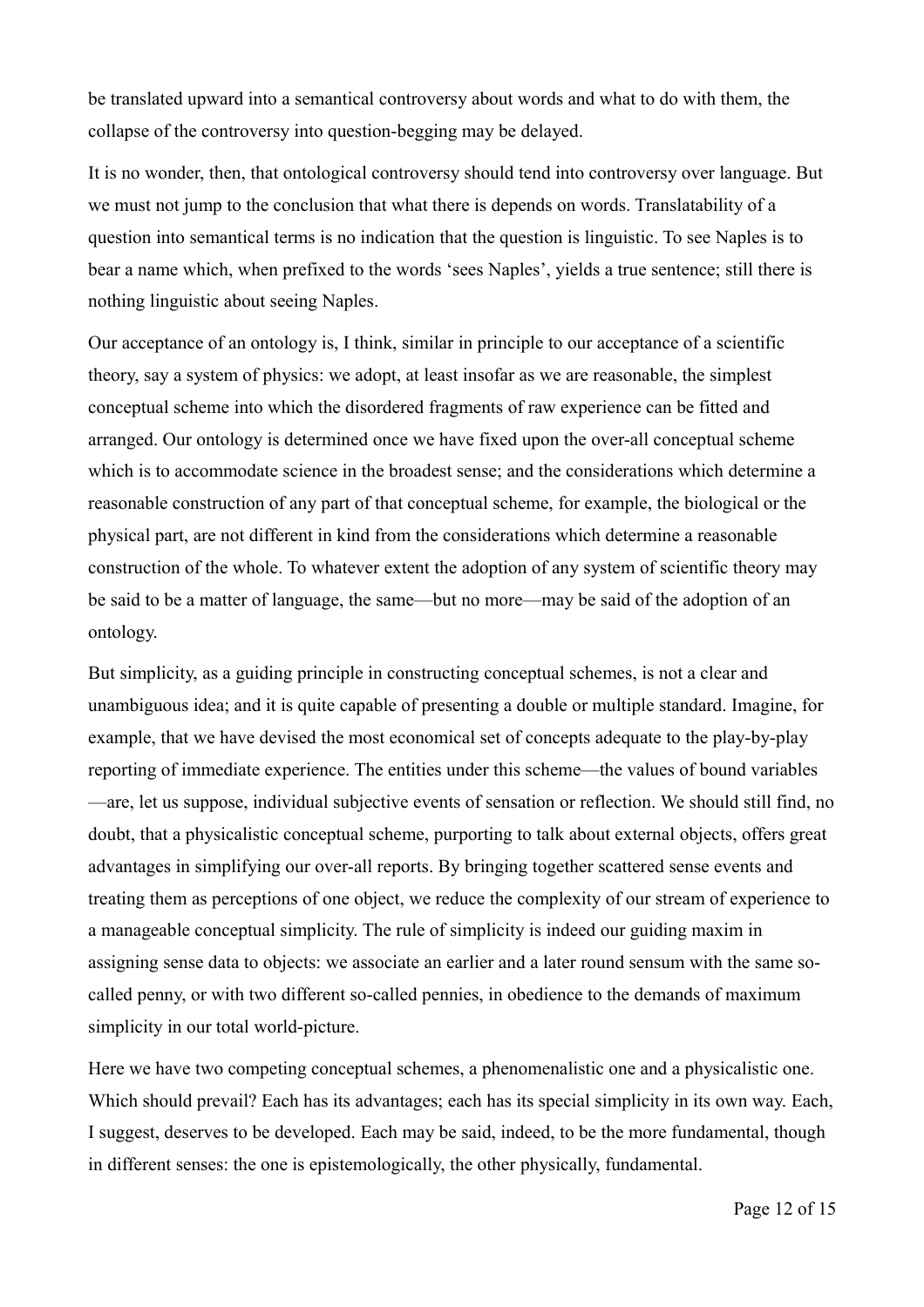be translated upward into a semantical controversy about words and what to do with them, the collapse of the controversy into question-begging may be delayed.

It is no wonder, then, that ontological controversy should tend into controversy over language. But we must not jump to the conclusion that what there is depends on words. Translatability of a question into semantical terms is no indication that the question is linguistic. To see Naples is to bear a name which, when prefixed to the words 'sees Naples', yields a true sentence; still there is nothing linguistic about seeing Naples.

Our acceptance of an ontology is, I think, similar in principle to our acceptance of a scientific theory, say a system of physics: we adopt, at least insofar as we are reasonable, the simplest conceptual scheme into which the disordered fragments of raw experience can be fitted and arranged. Our ontology is determined once we have fixed upon the over-all conceptual scheme which is to accommodate science in the broadest sense; and the considerations which determine a reasonable construction of any part of that conceptual scheme, for example, the biological or the physical part, are not different in kind from the considerations which determine a reasonable construction of the whole. To whatever extent the adoption of any system of scientific theory may be said to be a matter of language, the same—but no more—may be said of the adoption of an ontology.

But simplicity, as a guiding principle in constructing conceptual schemes, is not a clear and unambiguous idea; and it is quite capable of presenting a double or multiple standard. Imagine, for example, that we have devised the most economical set of concepts adequate to the play-by-play reporting of immediate experience. The entities under this scheme—the values of bound variables—are, let us suppose, individual subjective events of sensation or reflection. We should still find, no doubt, that a physicalistic conceptual scheme, purporting to talk about external objects, offers great advantages in simplifying our over-all reports. By bringing together scattered sense events and treating them as perceptions of one object, we reduce the complexity of our stream of experience to a manageable conceptual simplicity. The rule of simplicity is indeed our guiding maxim in assigning sense data to objects: we associate an earlier and a later round sensum with the same so-called penny, or with two different so-called pennies, in obedience to the demands of maximum simplicity in our total world-picture.

Here we have two competing conceptual schemes, a phenomenalistic one and a physicalistic one. Which should prevail? Each has its advantages; each has its special simplicity in its own way. Each, I suggest, deserves to be developed. Each may be said, indeed, to be the more fundamental, though in different senses: the one is epistemologically, the other physically, fundamental.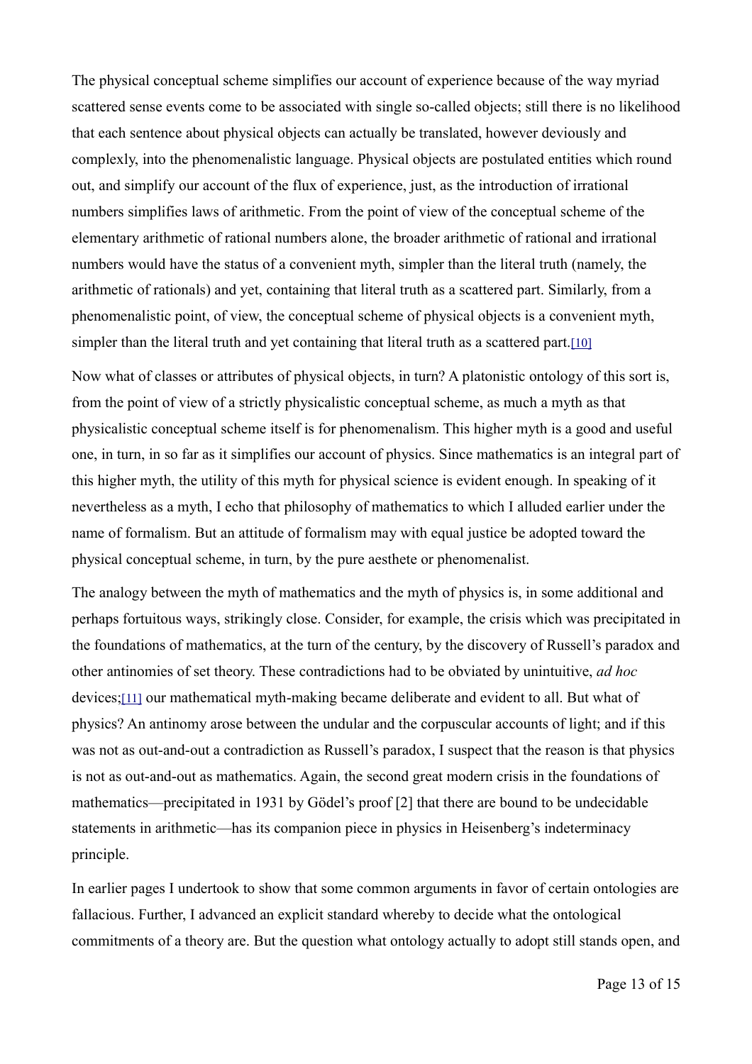The physical conceptual scheme simplifies our account of experience because of the way myriad scattered sense events come to be associated with single so-called objects; still there is no likelihood that each sentence about physical objects can actually be translated, however deviously and complexly, into the phenomenalistic language. Physical objects are postulated entities which round out, and simplify our account of the flux of experience, just, as the introduction of irrational numbers simplifies laws of arithmetic. From the point of view of the conceptual scheme of the elementary arithmetic of rational numbers alone, the broader arithmetic of rational and irrational numbers would have the status of a convenient myth, simpler than the literal truth (namely, the arithmetic of rationals) and yet, containing that literal truth as a scattered part. Similarly, from a phenomenalistic point, of view, the conceptual scheme of physical objects is a convenient myth, simpler than the literal truth and yet containing that literal truth as a scattered part.[10]

Now what of classes or attributes of physical objects, in turn? A platonistic ontology of this sort is, from the point of view of a strictly physicalistic conceptual scheme, as much a myth as that physicalistic conceptual scheme itself is for phenomenalism. This higher myth is a good and useful one, in turn, in so far as it simplifies our account of physics. Since mathematics is an integral part of this higher myth, the utility of this myth for physical science is evident enough. In speaking of it nevertheless as a myth, I echo that philosophy of mathematics to which I alluded earlier under the name of formalism. But an attitude of formalism may with equal justice be adopted toward the physical conceptual scheme, in turn, by the pure aesthete or phenomenalist.

The analogy between the myth of mathematics and the myth of physics is, in some additional and perhaps fortuitous ways, strikingly close. Consider, for example, the crisis which was precipitated in the foundations of mathematics, at the turn of the century, by the discovery of Russell's paradox and other antinomies of set theory. These contradictions had to be obviated by unintuitive, *ad hoc* devices;[11] our mathematical myth-making became deliberate and evident to all. But what of physics? An antinomy arose between the undular and the corpuscular accounts of light; and if this was not as out-and-out a contradiction as Russell's paradox, I suspect that the reason is that physics is not as out-and-out as mathematics. Again, the second great modern crisis in the foundations of mathematics—precipitated in 1931 by Gödel's proof [2] that there are bound to be undecidable statements in arithmetic—has its companion piece in physics in Heisenberg's indeterminacy principle.

In earlier pages I undertook to show that some common arguments in favor of certain ontologies are fallacious. Further, I advanced an explicit standard whereby to decide what the ontological commitments of a theory are. But the question what ontology actually to adopt still stands open, and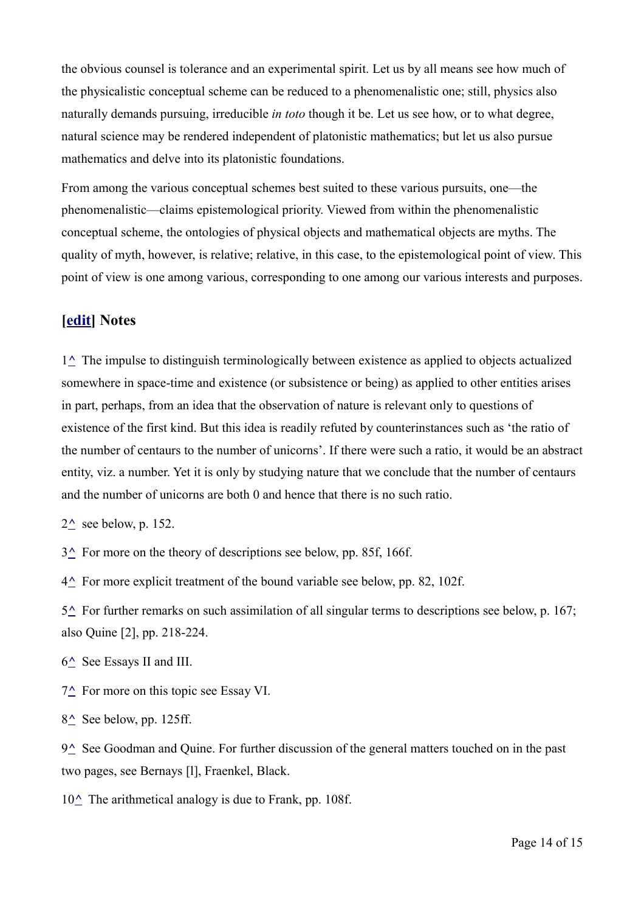the obvious counsel is tolerance and an experimental spirit. Let us by all means see how much of the physicalistic conceptual scheme can be reduced to a phenomenalistic one; still, physics also naturally demands pursuing, irreducible *in toto* though it be. Let us see how, or to what degree, natural science may be rendered independent of platonistic mathematics; but let us also pursue mathematics and delve into its platonistic foundations.

From among the various conceptual schemes best suited to these various pursuits, one—the phenomenalistic—claims epistemological priority. Viewed from within the phenomenalistic conceptual scheme, the ontologies of physical objects and mathematical objects are myths. The quality of myth, however, is relative; relative, in this case, to the epistemological point of view. This point of view is one among various, corresponding to one among our various interests and purposes.

## [edit] Notes

1^ The impulse to distinguish terminologically between existence as applied to objects actualized somewhere in space-time and existence (or subsistence or being) as applied to other entities arises in part, perhaps, from an idea that the observation of nature is relevant only to questions of existence of the first kind. But this idea is readily refuted by counterinstances such as 'the ratio of the number of centaurs to the number of unicorns'. If there were such a ratio, it would be an abstract entity, viz. a number. Yet it is only by studying nature that we conclude that the number of centaurs and the number of unicorns are both 0 and hence that there is no such ratio.

2^ see below, p. 152.

3^ For more on the theory of descriptions see below, pp. 85f, 166f.

4^ For more explicit treatment of the bound variable see below, pp. 82, 102f.

5^ For further remarks on such assimilation of all singular terms to descriptions see below, p. 167; also Quine [2], pp. 218-224.

6^ See Essays II and III.

7^ For more on this topic see Essay VI.

8^ See below, pp. 125ff.

9^ See Goodman and Quine. For further discussion of the general matters touched on in the past two pages, see Bernays [l], Fraenkel, Black.

10^ The arithmetical analogy is due to Frank, pp. 108f.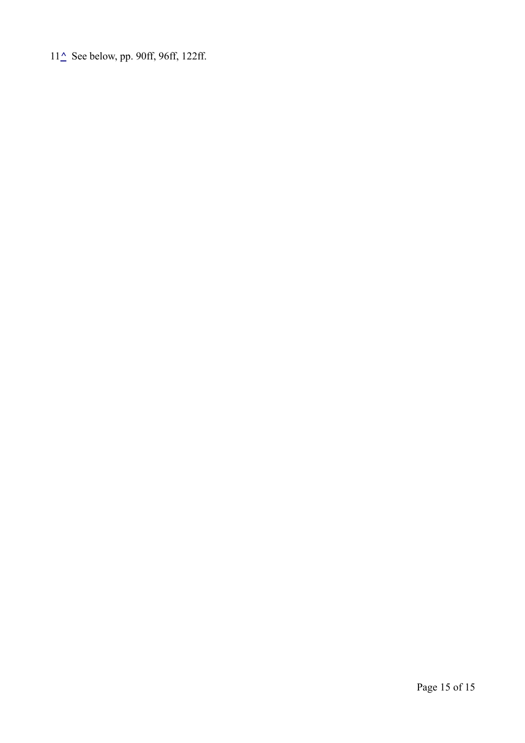11^ See below, pp. 90ff, 96ff, 122ff.